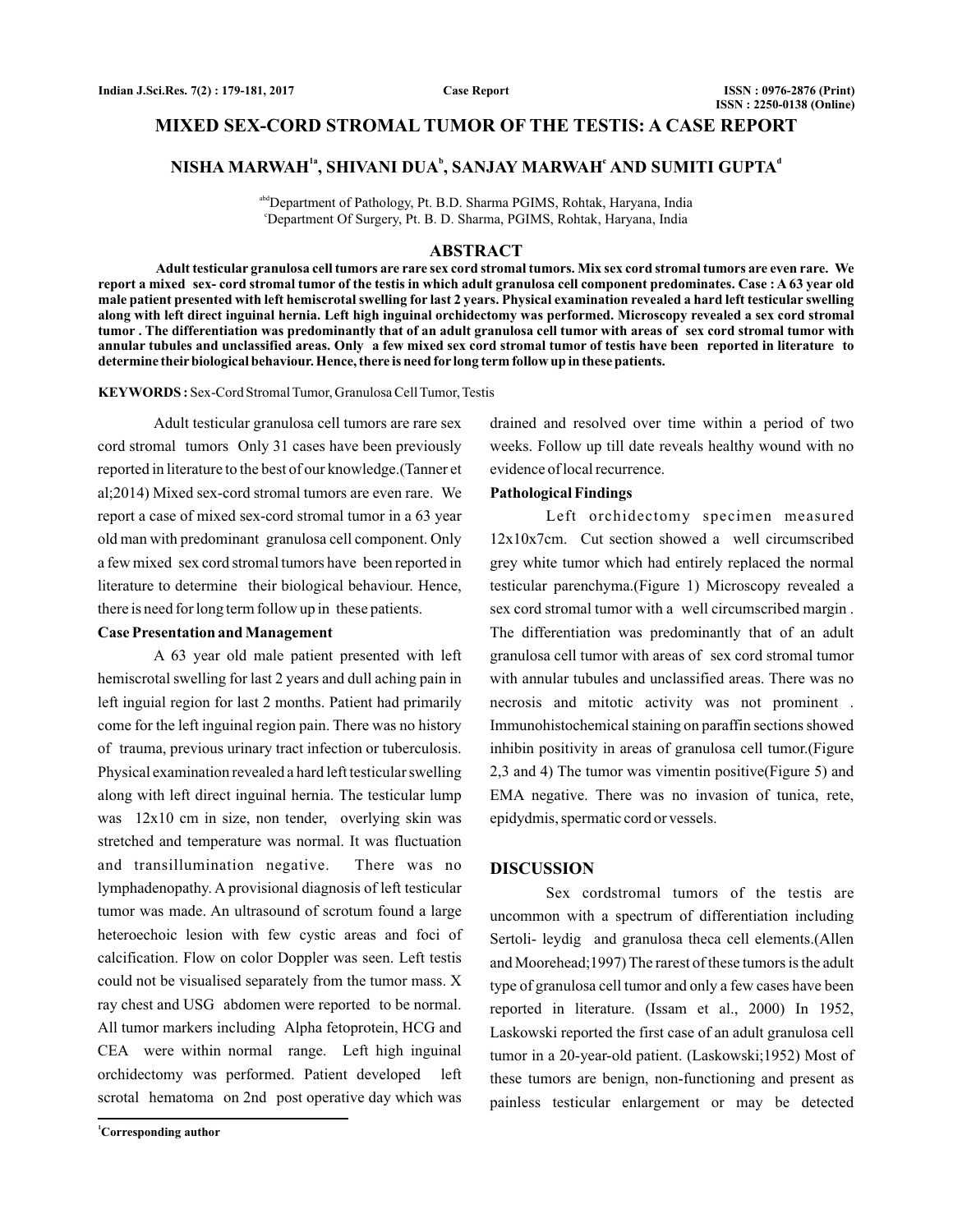# MIXED SEX-CORD STROMAL TUMOR OF THE TESTIS: A CASE REPORT

**NISHA MARWAH[1a], SHIVANI DUA[b], SANJAY MARWAH[c] AND SUMITI GUPTA[d]**

[abd]Department of Pathology, Pt. B.D. Sharma PGIMS, Rohtak, Haryana, India
[c]Department Of Surgery, Pt. B. D. Sharma, PGIMS, Rohtak, Haryana, India

## ABSTRACT

**Adult testicular granulosa cell tumors are rare sex cord stromal tumors. Mix sex cord stromal tumors are even rare. We report a mixed sex- cord stromal tumor of the testis in which adult granulosa cell component predominates. Case : A 63 year old male patient presented with left hemiscrotal swelling for last 2 years. Physical examination revealed a hard left testicular swelling along with left direct inguinal hernia. Left high inguinal orchidectomy was performed. Microscopy revealed a sex cord stromal tumor . The differentiation was predominantly that of an adult granulosa cell tumor with areas of sex cord stromal tumor with annular tubules and unclassified areas. Only a few mixed sex cord stromal tumor of testis have been reported in literature to determine their biological behaviour. Hence, there is need for long term follow up in these patients.**

**KEYWORDS :** Sex-Cord Stromal Tumor, Granulosa Cell Tumor, Testis

Adult testicular granulosa cell tumors are rare sex cord stromal tumors Only 31 cases have been previously reported in literature to the best of our knowledge.(Tanner et al;2014) Mixed sex-cord stromal tumors are even rare. We report a case of mixed sex-cord stromal tumor in a 63 year old man with predominant granulosa cell component. Only a few mixed sex cord stromal tumors have been reported in literature to determine their biological behaviour. Hence, there is need for long term follow up in these patients.

**Case Presentation and Management**

A 63 year old male patient presented with left hemiscrotal swelling for last 2 years and dull aching pain in left inguial region for last 2 months. Patient had primarily come for the left inguinal region pain. There was no history of trauma, previous urinary tract infection or tuberculosis. Physical examination revealed a hard left testicular swelling along with left direct inguinal hernia. The testicular lump was 12x10 cm in size, non tender, overlying skin was stretched and temperature was normal. It was fluctuation and transillumination negative. There was no lymphadenopathy. A provisional diagnosis of left testicular tumor was made. An ultrasound of scrotum found a large heteroechoic lesion with few cystic areas and foci of calcification. Flow on color Doppler was seen. Left testis could not be visualised separately from the tumor mass. X ray chest and USG abdomen were reported to be normal. All tumor markers including Alpha fetoprotein, HCG and CEA were within normal range. Left high inguinal orchidectomy was performed. Patient developed left scrotal hematoma on 2nd post operative day which was drained and resolved over time within a period of two weeks. Follow up till date reveals healthy wound with no evidence of local recurrence.

**Pathological Findings**

Left orchidectomy specimen measured 12x10x7cm. Cut section showed a well circumscribed grey white tumor which had entirely replaced the normal testicular parenchyma.(Figure 1) Microscopy revealed a sex cord stromal tumor with a well circumscribed margin . The differentiation was predominantly that of an adult granulosa cell tumor with areas of sex cord stromal tumor with annular tubules and unclassified areas. There was no necrosis and mitotic activity was not prominent . Immunohistochemical staining on paraffin sections showed inhibin positivity in areas of granulosa cell tumor.(Figure 2,3 and 4) The tumor was vimentin positive(Figure 5) and EMA negative. There was no invasion of tunica, rete, epidydmis, spermatic cord or vessels.

## DISCUSSION

Sex cordstromal tumors of the testis are uncommon with a spectrum of differentiation including Sertoli- leydig and granulosa theca cell elements.(Allen and Moorehead;1997) The rarest of these tumors is the adult type of granulosa cell tumor and only a few cases have been reported in literature. (Issam et al., 2000) In 1952, Laskowski reported the first case of an adult granulosa cell tumor in a 20-year-old patient. (Laskowski;1952) Most of these tumors are benign, non-functioning and present as painless testicular enlargement or may be detected

[1]**Corresponding author**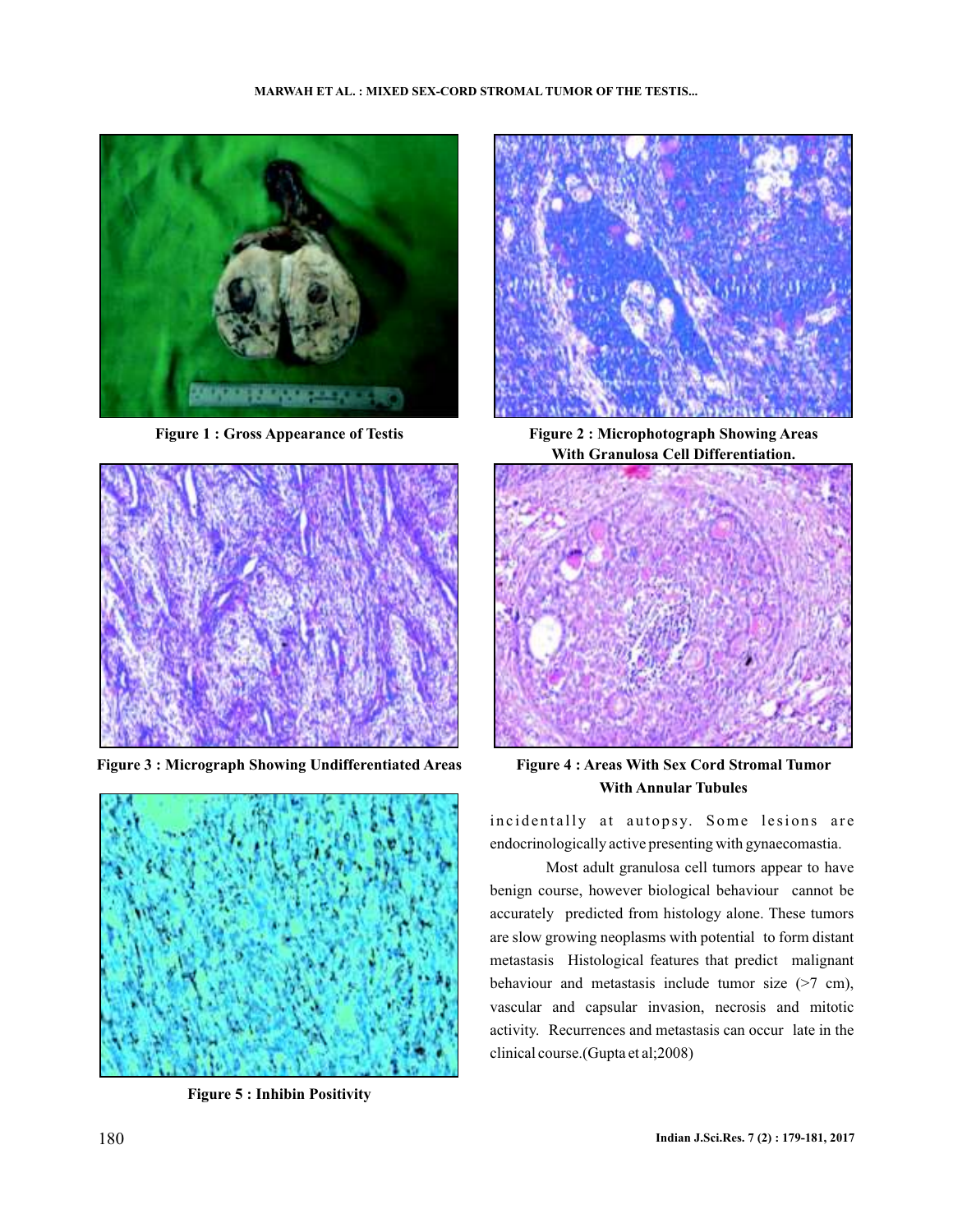Figure 1 : Gross Appearance of Testis

Figure 2 : Microphotograph Showing Areas With Granulosa Cell Differentiation.

Figure 3 : Micrograph Showing Undifferentiated Areas

Figure 4 : Areas With Sex Cord Stromal Tumor With Annular Tubules

Figure 5 : Inhibin Positivity

incidentally at autopsy. Some lesions are endocrinologically active presenting with gynaecomastia.

Most adult granulosa cell tumors appear to have benign course, however biological behaviour cannot be accurately predicted from histology alone. These tumors are slow growing neoplasms with potential to form distant metastasis Histological features that predict malignant behaviour and metastasis include tumor size (>7 cm), vascular and capsular invasion, necrosis and mitotic activity. Recurrences and metastasis can occur late in the clinical course.(Gupta et al;2008)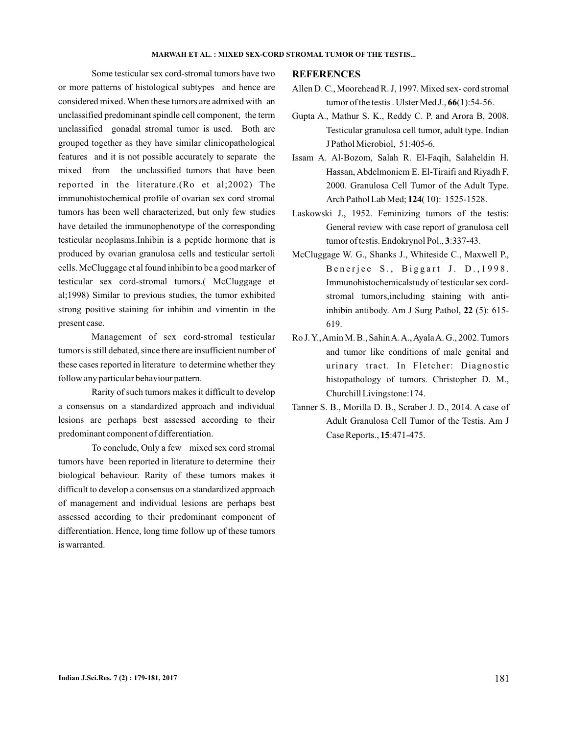Some testicular sex cord-stromal tumors have two or more patterns of histological subtypes and hence are considered mixed. When these tumors are admixed with an unclassified predominant spindle cell component, the term unclassified gonadal stromal tumor is used. Both are grouped together as they have similar clinicopathological features and it is not possible accurately to separate the mixed from the unclassified tumors that have been reported in the literature.(Ro et al;2002) The immunohistochemical profile of ovarian sex cord stromal tumors has been well characterized, but only few studies have detailed the immunophenotype of the corresponding testicular neoplasms.Inhibin is a peptide hormone that is produced by ovarian granulosa cells and testicular sertoli cells. McCluggage et al found inhibin to be a good marker of testicular sex cord-stromal tumors.( McCluggage et al;1998) Similar to previous studies, the tumor exhibited strong positive staining for inhibin and vimentin in the present case.

Management of sex cord-stromal testicular tumors is still debated, since there are insufficient number of these cases reported in literature to determine whether they follow any particular behaviour pattern.

Rarity of such tumors makes it difficult to develop a consensus on a standardized approach and individual lesions are perhaps best assessed according to their predominant component of differentiation.

To conclude, Only a few mixed sex cord stromal tumors have been reported in literature to determine their biological behaviour. Rarity of these tumors makes it difficult to develop a consensus on a standardized approach of management and individual lesions are perhaps best assessed according to their predominant component of differentiation. Hence, long time follow up of these tumors is warranted.

## REFERENCES

Allen D. C., Moorehead R. J, 1997. Mixed sex- cord stromal tumor of the testis . Ulster Med J., **66**(1):54-56.

Gupta A., Mathur S. K., Reddy C. P. and Arora B, 2008. Testicular granulosa cell tumor, adult type. Indian J Pathol Microbiol, 51:405-6.

Issam A. Al-Bozom, Salah R. El-Faqih, Salaheldin H. Hassan, Abdelmoniem E. El-Tiraifi and Riyadh F, 2000. Granulosa Cell Tumor of the Adult Type. Arch Pathol Lab Med; **124**( 10): 1525-1528.

Laskowski J., 1952. Feminizing tumors of the testis: General review with case report of granulosa cell tumor of testis. Endokrynol Pol., **3**:337-43.

McCluggage W. G., Shanks J., Whiteside C., Maxwell P., Benerjee S., Biggart J. D., 1998. Immunohistochemicalstudy of testicular sex cord-stromal tumors,including staining with anti-inhibin antibody. Am J Surg Pathol, **22** (5): 615-619.

Ro J. Y., Amin M. B., Sahin A. A., Ayala A. G., 2002. Tumors and tumor like conditions of male genital and urinary tract. In Fletcher: Diagnostic histopathology of tumors. Christopher D. M., Churchill Livingstone:174.

Tanner S. B., Morilla D. B., Scraber J. D., 2014. A case of Adult Granulosa Cell Tumor of the Testis. Am J Case Reports., **15**:471-475.